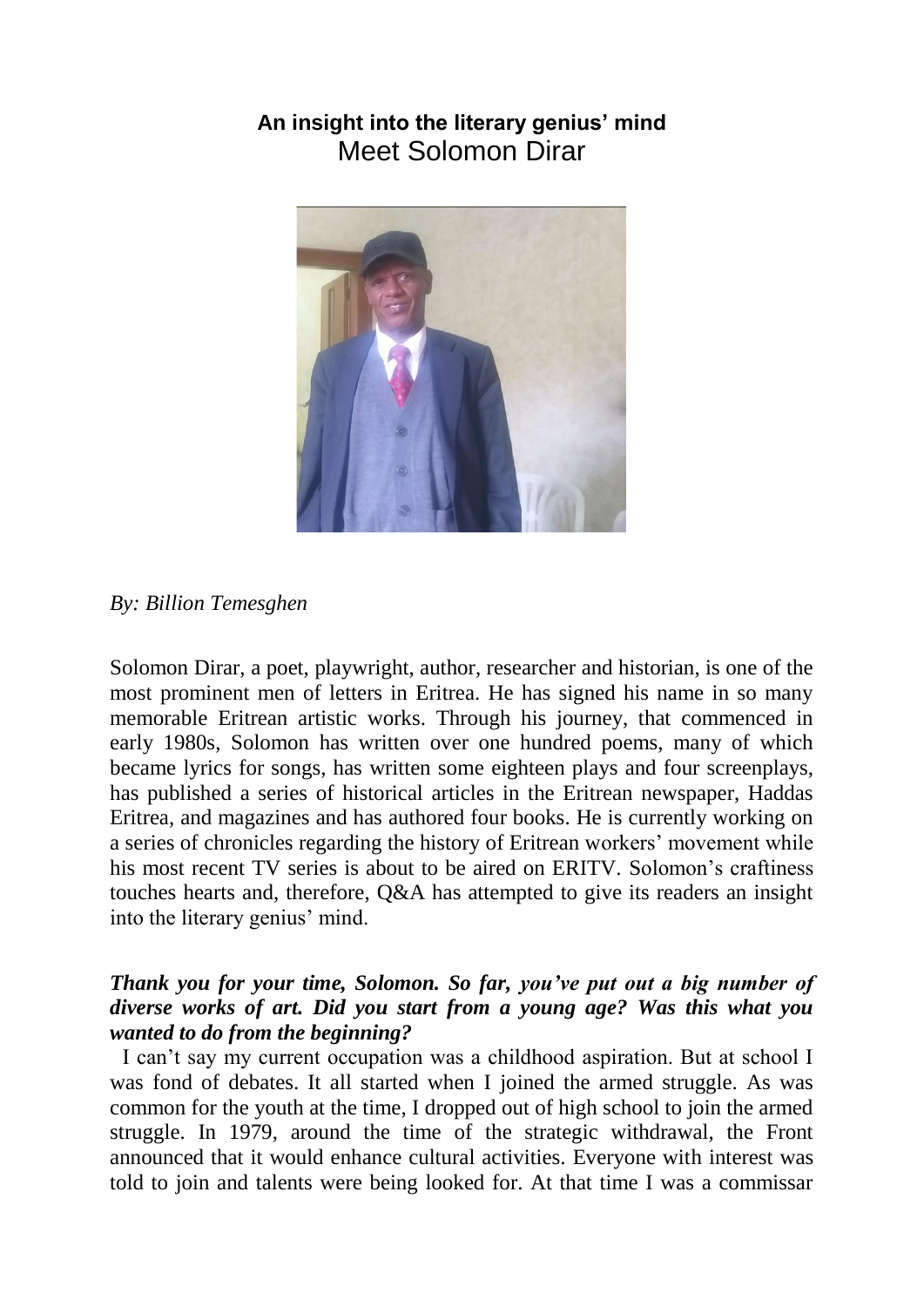**An insight into the literary genius' mind**

# Meet Solomon Dirar

*By: Billion Temesghen*

Solomon Dirar, a poet, playwright, author, researcher and historian, is one of the most prominent men of letters in Eritrea. He has signed his name in so many memorable Eritrean artistic works. Through his journey, that commenced in early 1980s, Solomon has written over one hundred poems, many of which became lyrics for songs, has written some eighteen plays and four screenplays, has published a series of historical articles in the Eritrean newspaper, Haddas Eritrea, and magazines and has authored four books. He is currently working on a series of chronicles regarding the history of Eritrean workers' movement while his most recent TV series is about to be aired on ERITV. Solomon's craftiness touches hearts and, therefore, Q&A has attempted to give its readers an insight into the literary genius' mind.

***Thank you for your time, Solomon. So far, you've put out a big number of diverse works of art. Did you start from a young age? Was this what you wanted to do from the beginning?***

I can't say my current occupation was a childhood aspiration. But at school I was fond of debates. It all started when I joined the armed struggle. As was common for the youth at the time, I dropped out of high school to join the armed struggle. In 1979, around the time of the strategic withdrawal, the Front announced that it would enhance cultural activities. Everyone with interest was told to join and talents were being looked for. At that time I was a commissar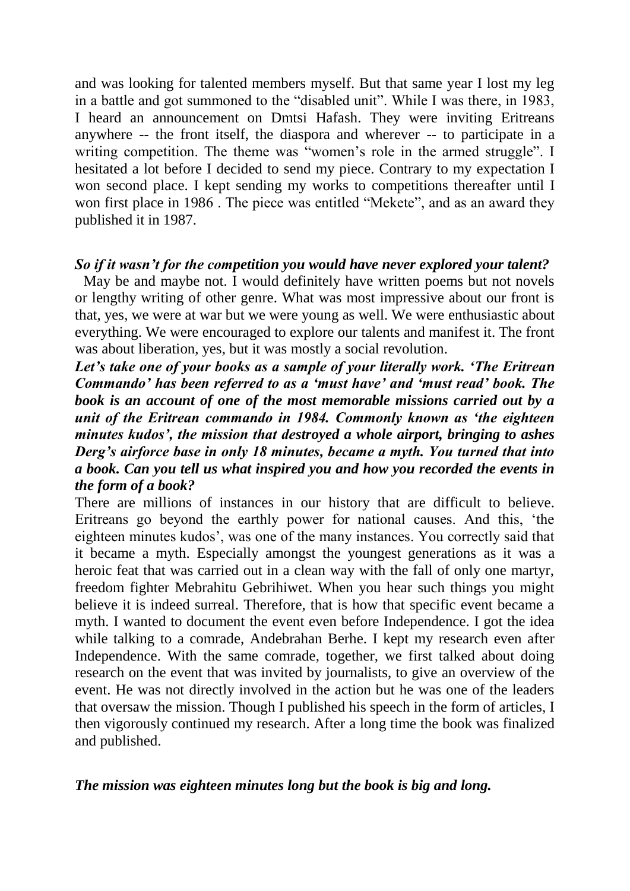and was looking for talented members myself. But that same year I lost my leg in a battle and got summoned to the "disabled unit". While I was there, in 1983, I heard an announcement on Dmtsi Hafash. They were inviting Eritreans anywhere -- the front itself, the diaspora and wherever -- to participate in a writing competition. The theme was "women's role in the armed struggle". I hesitated a lot before I decided to send my piece. Contrary to my expectation I won second place. I kept sending my works to competitions thereafter until I won first place in 1986 . The piece was entitled "Mekete", and as an award they published it in 1987.

***So if it wasn't for the competition you would have never explored your talent?***

May be and maybe not. I would definitely have written poems but not novels or lengthy writing of other genre. What was most impressive about our front is that, yes, we were at war but we were young as well. We were enthusiastic about everything. We were encouraged to explore our talents and manifest it. The front was about liberation, yes, but it was mostly a social revolution.

***Let's take one of your books as a sample of your literally work. 'The Eritrean Commando' has been referred to as a 'must have' and 'must read' book. The book is an account of one of the most memorable missions carried out by a unit of the Eritrean commando in 1984. Commonly known as 'the eighteen minutes kudos', the mission that destroyed a whole airport, bringing to ashes Derg's airforce base in only 18 minutes, became a myth. You turned that into a book. Can you tell us what inspired you and how you recorded the events in the form of a book?***

There are millions of instances in our history that are difficult to believe. Eritreans go beyond the earthly power for national causes. And this, 'the eighteen minutes kudos', was one of the many instances. You correctly said that it became a myth. Especially amongst the youngest generations as it was a heroic feat that was carried out in a clean way with the fall of only one martyr, freedom fighter Mebrahitu Gebrihiwet. When you hear such things you might believe it is indeed surreal. Therefore, that is how that specific event became a myth. I wanted to document the event even before Independence. I got the idea while talking to a comrade, Andebrahan Berhe. I kept my research even after Independence. With the same comrade, together, we first talked about doing research on the event that was invited by journalists, to give an overview of the event. He was not directly involved in the action but he was one of the leaders that oversaw the mission. Though I published his speech in the form of articles, I then vigorously continued my research. After a long time the book was finalized and published.

***The mission was eighteen minutes long but the book is big and long.***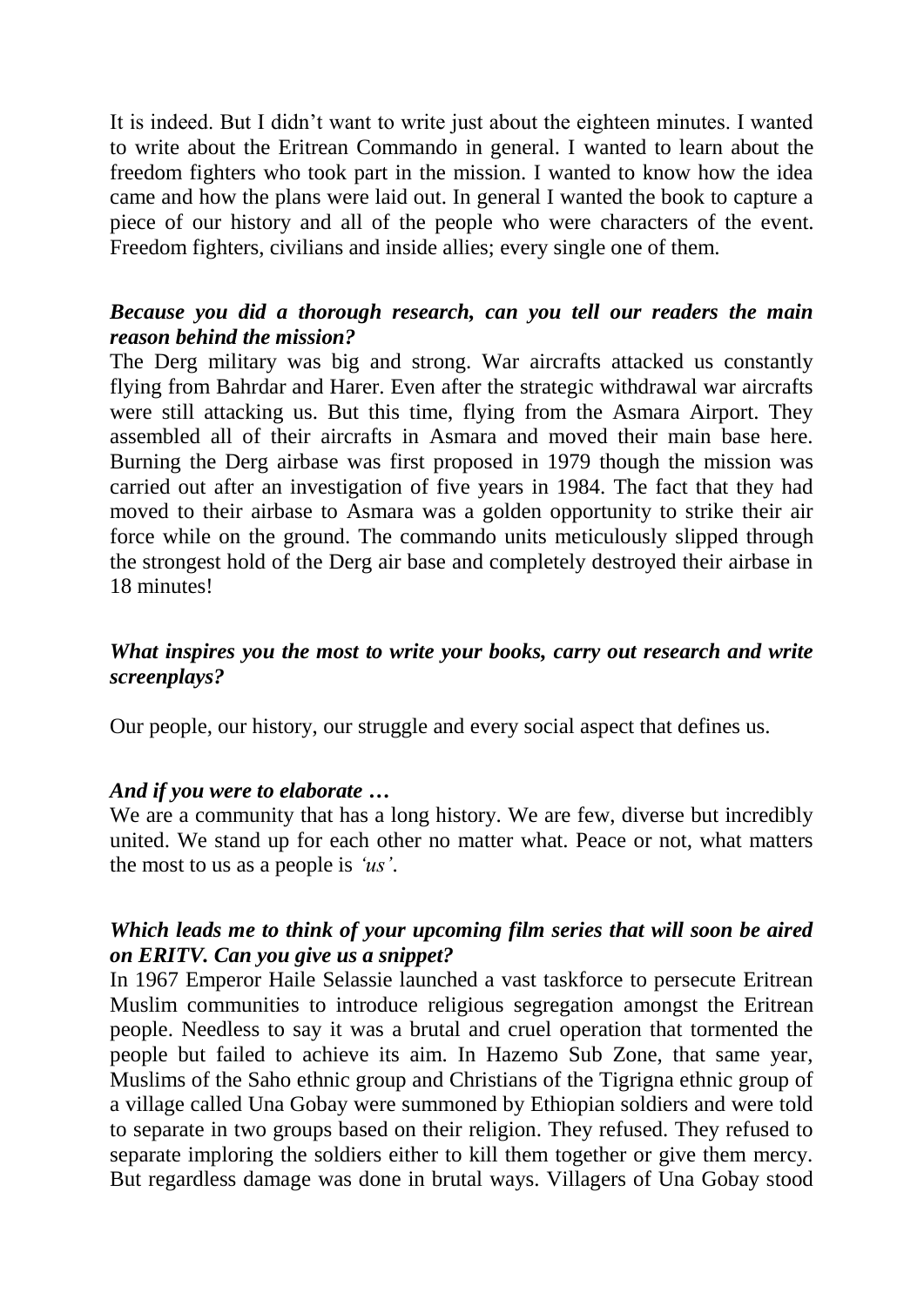It is indeed. But I didn't want to write just about the eighteen minutes. I wanted to write about the Eritrean Commando in general. I wanted to learn about the freedom fighters who took part in the mission. I wanted to know how the idea came and how the plans were laid out. In general I wanted the book to capture a piece of our history and all of the people who were characters of the event. Freedom fighters, civilians and inside allies; every single one of them.

***Because you did a thorough research, can you tell our readers the main reason behind the mission?***

The Derg military was big and strong. War aircrafts attacked us constantly flying from Bahrdar and Harer. Even after the strategic withdrawal war aircrafts were still attacking us. But this time, flying from the Asmara Airport. They assembled all of their aircrafts in Asmara and moved their main base here. Burning the Derg airbase was first proposed in 1979 though the mission was carried out after an investigation of five years in 1984. The fact that they had moved to their airbase to Asmara was a golden opportunity to strike their air force while on the ground. The commando units meticulously slipped through the strongest hold of the Derg air base and completely destroyed their airbase in 18 minutes!

***What inspires you the most to write your books, carry out research and write screenplays?***

Our people, our history, our struggle and every social aspect that defines us.

***And if you were to elaborate …***

We are a community that has a long history. We are few, diverse but incredibly united. We stand up for each other no matter what. Peace or not, what matters the most to us as a people is *'us'*.

***Which leads me to think of your upcoming film series that will soon be aired on ERITV. Can you give us a snippet?***

In 1967 Emperor Haile Selassie launched a vast taskforce to persecute Eritrean Muslim communities to introduce religious segregation amongst the Eritrean people. Needless to say it was a brutal and cruel operation that tormented the people but failed to achieve its aim. In Hazemo Sub Zone, that same year, Muslims of the Saho ethnic group and Christians of the Tigrigna ethnic group of a village called Una Gobay were summoned by Ethiopian soldiers and were told to separate in two groups based on their religion. They refused. They refused to separate imploring the soldiers either to kill them together or give them mercy. But regardless damage was done in brutal ways. Villagers of Una Gobay stood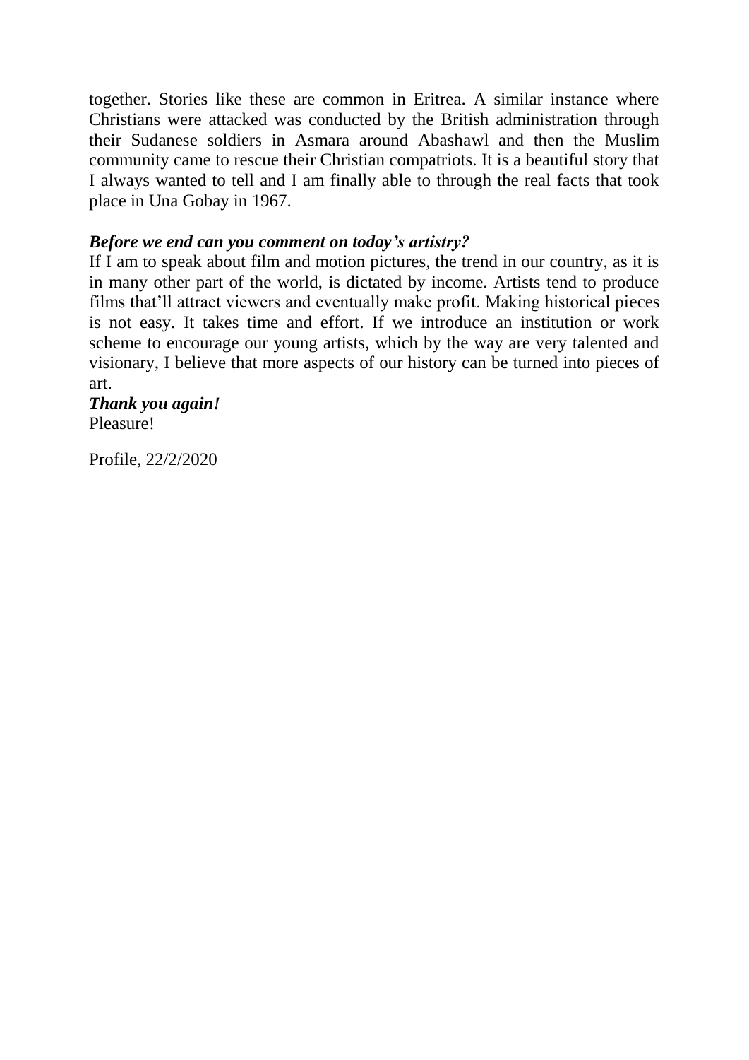together. Stories like these are common in Eritrea. A similar instance where Christians were attacked was conducted by the British administration through their Sudanese soldiers in Asmara around Abashawl and then the Muslim community came to rescue their Christian compatriots. It is a beautiful story that I always wanted to tell and I am finally able to through the real facts that took place in Una Gobay in 1967.

***Before we end can you comment on today's artistry?***

If I am to speak about film and motion pictures, the trend in our country, as it is in many other part of the world, is dictated by income. Artists tend to produce films that'll attract viewers and eventually make profit. Making historical pieces is not easy. It takes time and effort. If we introduce an institution or work scheme to encourage our young artists, which by the way are very talented and visionary, I believe that more aspects of our history can be turned into pieces of art.

***Thank you again!***

Pleasure!

Profile, 22/2/2020